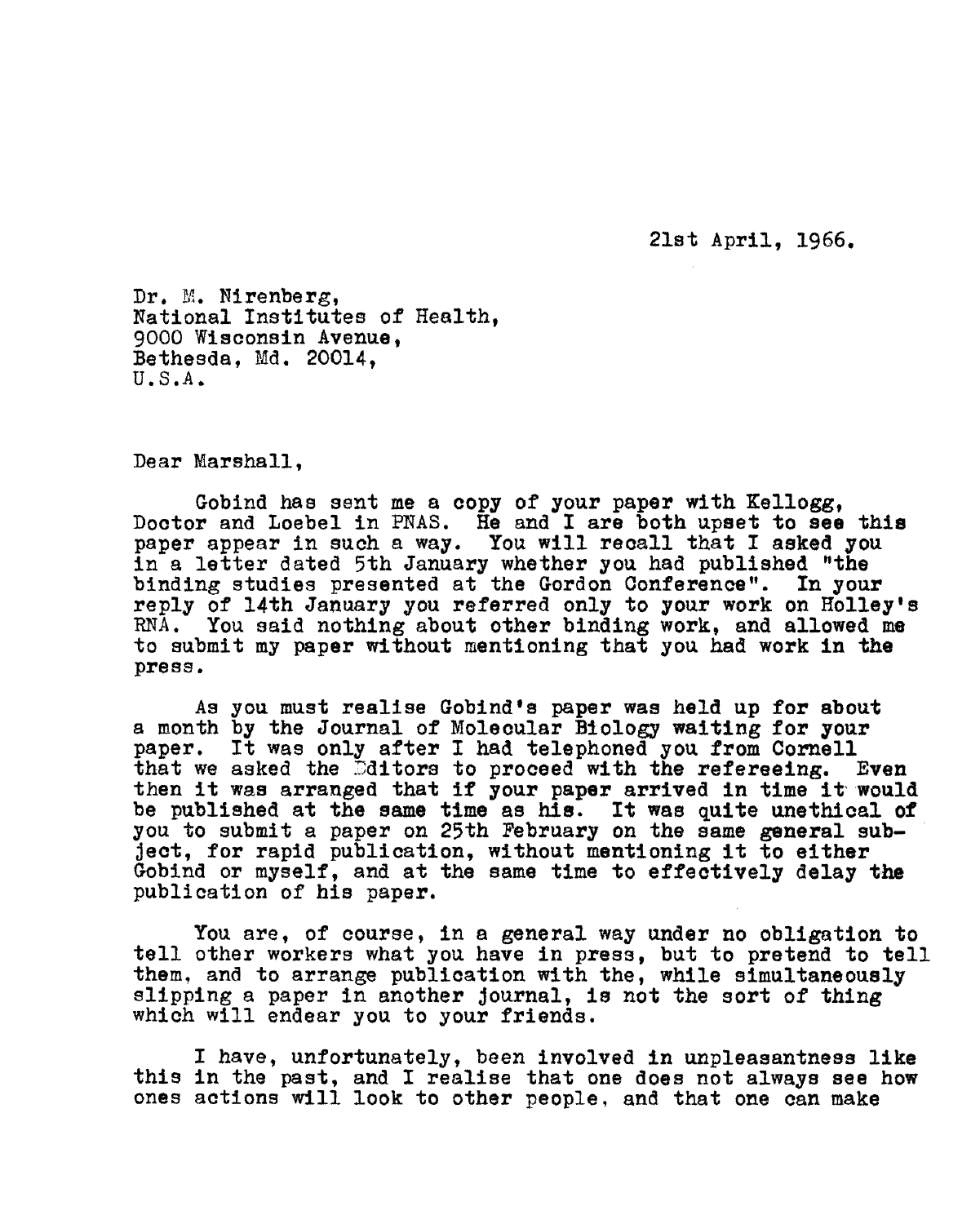21st April, 1966.

Dr. M. Nirenberg,
National Institutes of Health,
9000 Wisconsin Avenue,
Bethesda, Md. 20014,
U.S.A.

Dear Marshall,

Gobind has sent me a copy of your paper with Kellogg, Doctor and Loebel in PNAS. He and I are both upset to see this paper appear in such a way. You will recall that I asked you in a letter dated 5th January whether you had published "the binding studies presented at the Gordon Conference". In your reply of 14th January you referred only to your work on Holley's RNA. You said nothing about other binding work, and allowed me to submit my paper without mentioning that you had work in the press.

As you must realise Gobind's paper was held up for about a month by the Journal of Molecular Biology waiting for your paper. It was only after I had telephoned you from Cornell that we asked the Editors to proceed with the refereeing. Even then it was arranged that if your paper arrived in time it would be published at the same time as his. It was quite unethical of you to submit a paper on 25th February on the same general subject, for rapid publication, without mentioning it to either Gobind or myself, and at the same time to effectively delay the publication of his paper.

You are, of course, in a general way under no obligation to tell other workers what you have in press, but to pretend to tell them, and to arrange publication with the, while simultaneously slipping a paper in another journal, is not the sort of thing which will endear you to your friends.

I have, unfortunately, been involved in unpleasantness like this in the past, and I realise that one does not always see how ones actions will look to other people, and that one can make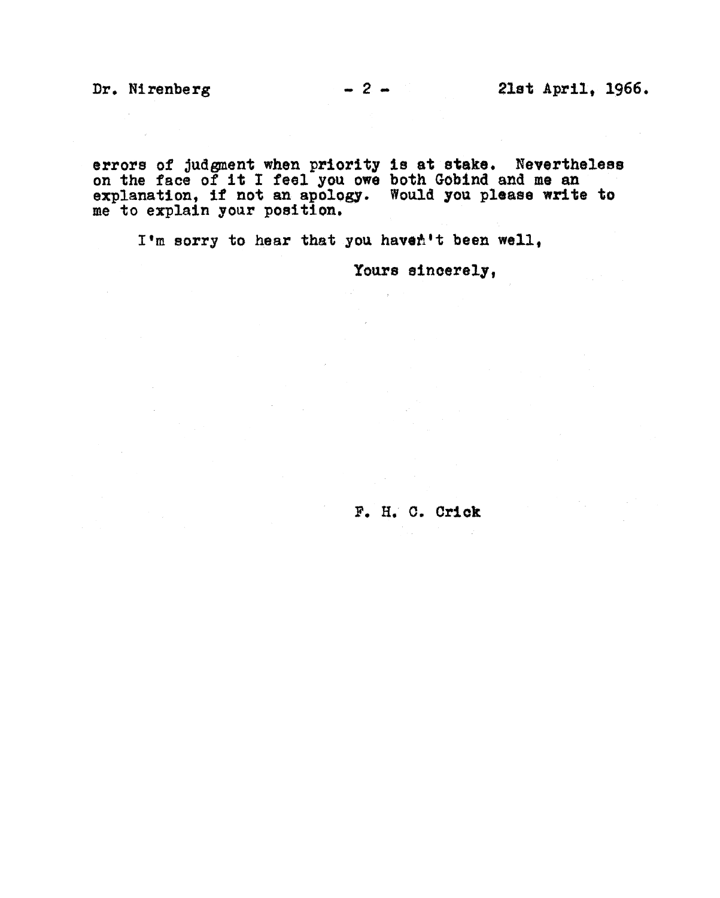errors of judgment when priority is at stake. Nevertheless on the face of it I feel you owe both Gobind and me an explanation, if not an apology. Would you please write to me to explain your position.

I'm sorry to hear that you haven't been well,

Yours sincerely,

F. H. C. Crick